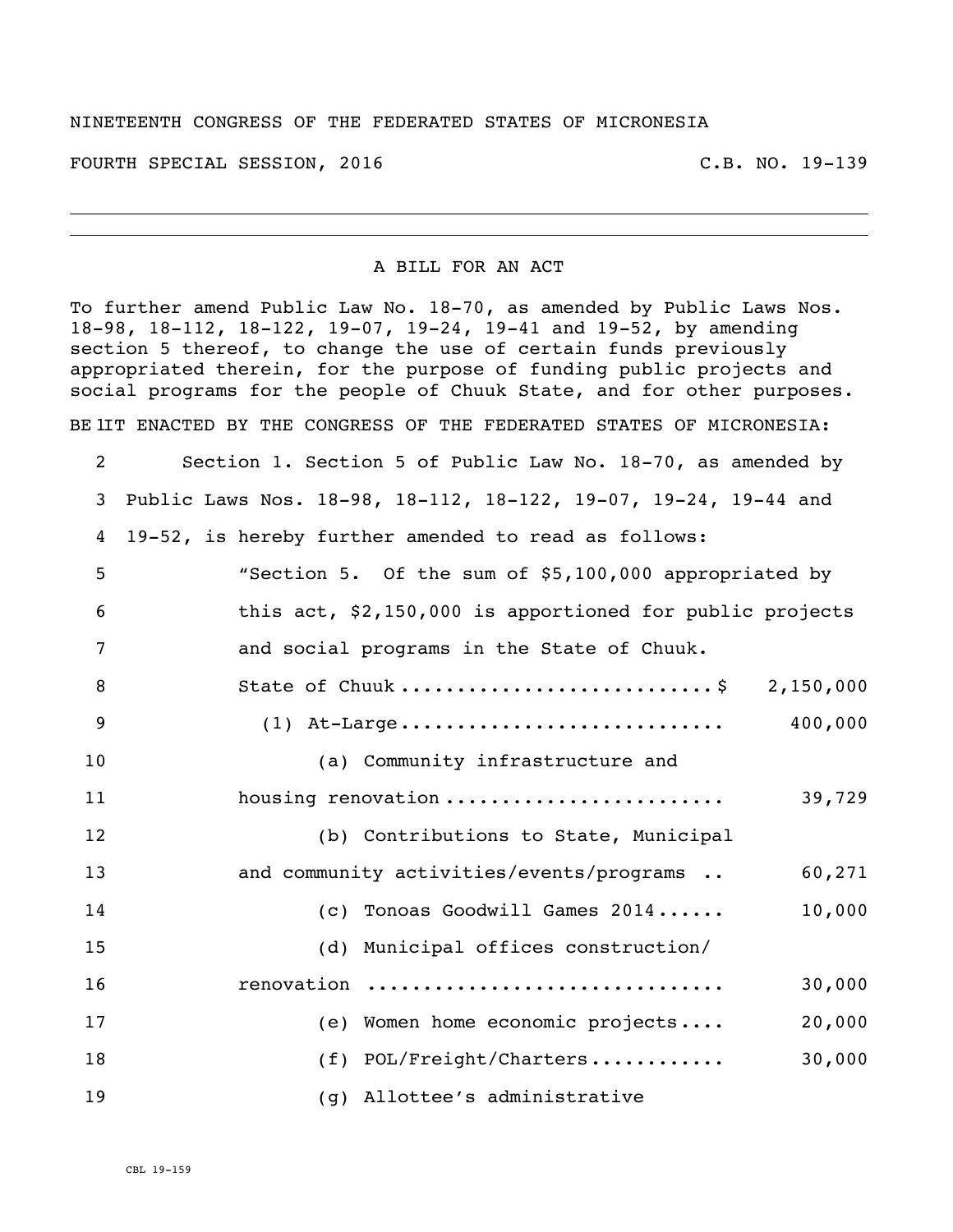NINETEENTH CONGRESS OF THE FEDERATED STATES OF MICRONESIA

FOURTH SPECIAL SESSION, 2016 C.B. NO. 19-139

A BILL FOR AN ACT

To further amend Public Law No. 18-70, as amended by Public Laws Nos. 18-98, 18-112, 18-122, 19-07, 19-24, 19-41 and 19-52, by amending section 5 thereof, to change the use of certain funds previously appropriated therein, for the purpose of funding public projects and social programs for the people of Chuuk State, and for other purposes.

BE IT ENACTED BY THE CONGRESS OF THE FEDERATED STATES OF MICRONESIA:

Section 1. Section 5 of Public Law No. 18-70, as amended by Public Laws Nos. 18-98, 18-112, 18-122, 19-07, 19-24, 19-44 and 19-52, is hereby further amended to read as follows:

"Section 5. Of the sum of $5,100,000 appropriated by this act, $2,150,000 is apportioned for public projects and social programs in the State of Chuuk.

State of Chuuk ........................... $ 2,150,000

(1) At-Large ............................ 400,000

(a) Community infrastructure and housing renovation ........................ 39,729

(b) Contributions to State, Municipal and community activities/events/programs .. 60,271

(c) Tonoas Goodwill Games 2014...... 10,000

(d) Municipal offices construction/ renovation .............................. 30,000

(e) Women home economic projects.... 20,000

(f) POL/Freight/Charters............ 30,000

(g) Allottee's administrative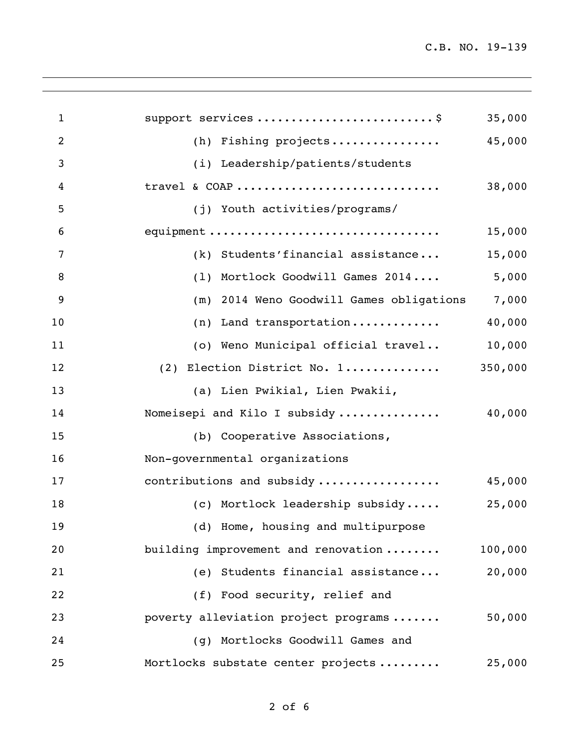support services ......................... $ 35,000

(h) Fishing projects ................ 45,000

(i) Leadership/patients/students travel & COAP ............................ 38,000

(j) Youth activities/programs/ equipment ................................ 15,000

(k) Students'financial assistance... 15,000

(l) Mortlock Goodwill Games 2014.... 5,000

(m) 2014 Weno Goodwill Games obligations 7,000

(n) Land transportation............ 40,000

(o) Weno Municipal official travel.. 10,000

(2) Election District No. 1............. 350,000

(a) Lien Pwikial, Lien Pwakii, Nomeisepi and Kilo I subsidy .............. 40,000

(b) Cooperative Associations, Non-governmental organizations contributions and subsidy ................. 45,000

(c) Mortlock leadership subsidy..... 25,000

(d) Home, housing and multipurpose building improvement and renovation ........ 100,000

(e) Students financial assistance... 20,000

(f) Food security, relief and poverty alleviation project programs ....... 50,000

(g) Mortlocks Goodwill Games and Mortlocks substate center projects ......... 25,000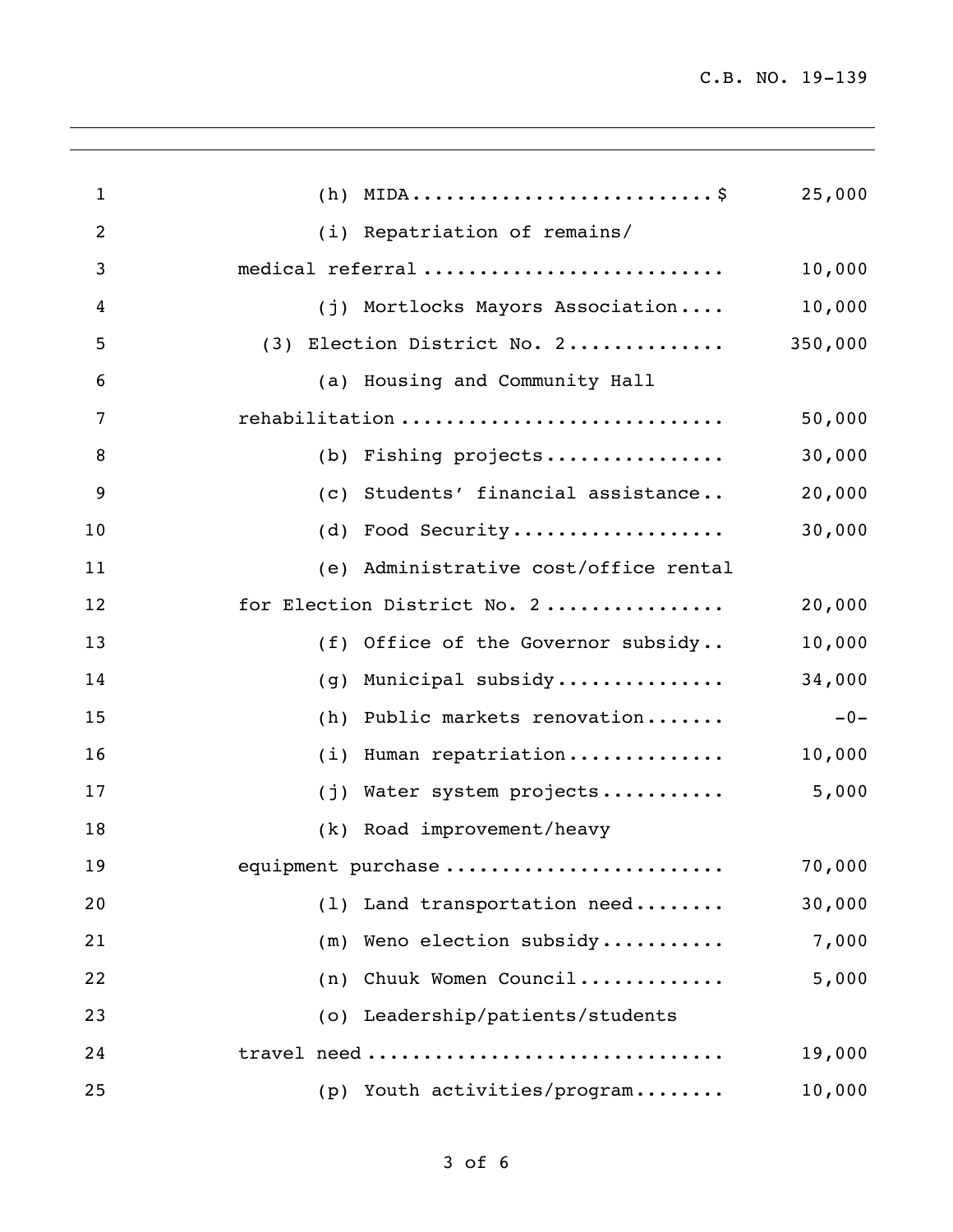(h) MIDA.........................$ 25,000

(i) Repatriation of remains/ medical referral.......................... 10,000

(j) Mortlocks Mayors Association.... 10,000

(3) Election District No. 2.............. 350,000

(a) Housing and Community Hall rehabilitation............................ 50,000

(b) Fishing projects................ 30,000

(c) Students' financial assistance.. 20,000

(d) Food Security................... 30,000

(e) Administrative cost/office rental for Election District No. 2................ 20,000

(f) Office of the Governor subsidy.. 10,000

(g) Municipal subsidy............... 34,000

(h) Public markets renovation....... -0-

(i) Human repatriation.............. 10,000

(j) Water system projects........... 5,000

(k) Road improvement/heavy equipment purchase........................ 70,000

(l) Land transportation need........ 30,000

(m) Weno election subsidy........... 7,000

(n) Chuuk Women Council............. 5,000

(o) Leadership/patients/students travel need.............................. 19,000

(p) Youth activities/program........ 10,000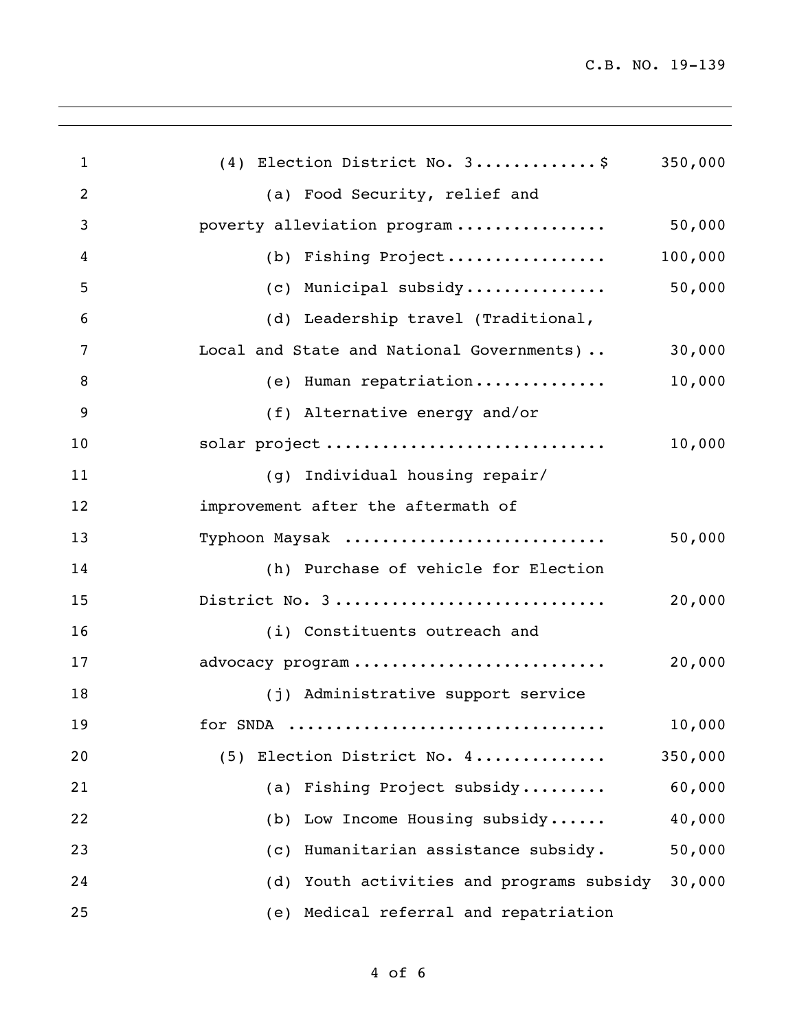| | |
|---|---|
| (4) Election District No. 3.............$ | 350,000 |
| (a) Food Security, relief and poverty alleviation program ................ | 50,000 |
| (b) Fishing Project................. | 100,000 |
| (c) Municipal subsidy............... | 50,000 |
| (d) Leadership travel (Traditional, Local and State and National Governments) .. | 30,000 |
| (e) Human repatriation.............. | 10,000 |
| (f) Alternative energy and/or solar project ............................. | 10,000 |
| (g) Individual housing repair/ improvement after the aftermath of Typhoon Maysak ........................... | 50,000 |
| (h) Purchase of vehicle for Election District No. 3 ............................ | 20,000 |
| (i) Constituents outreach and advocacy program ........................... | 20,000 |
| (j) Administrative support service for SNDA ................................. | 10,000 |
| (5) Election District No. 4.............. | 350,000 |
| (a) Fishing Project subsidy......... | 60,000 |
| (b) Low Income Housing subsidy...... | 40,000 |
| (c) Humanitarian assistance subsidy. | 50,000 |
| (d) Youth activities and programs subsidy | 30,000 |
| (e) Medical referral and repatriation | |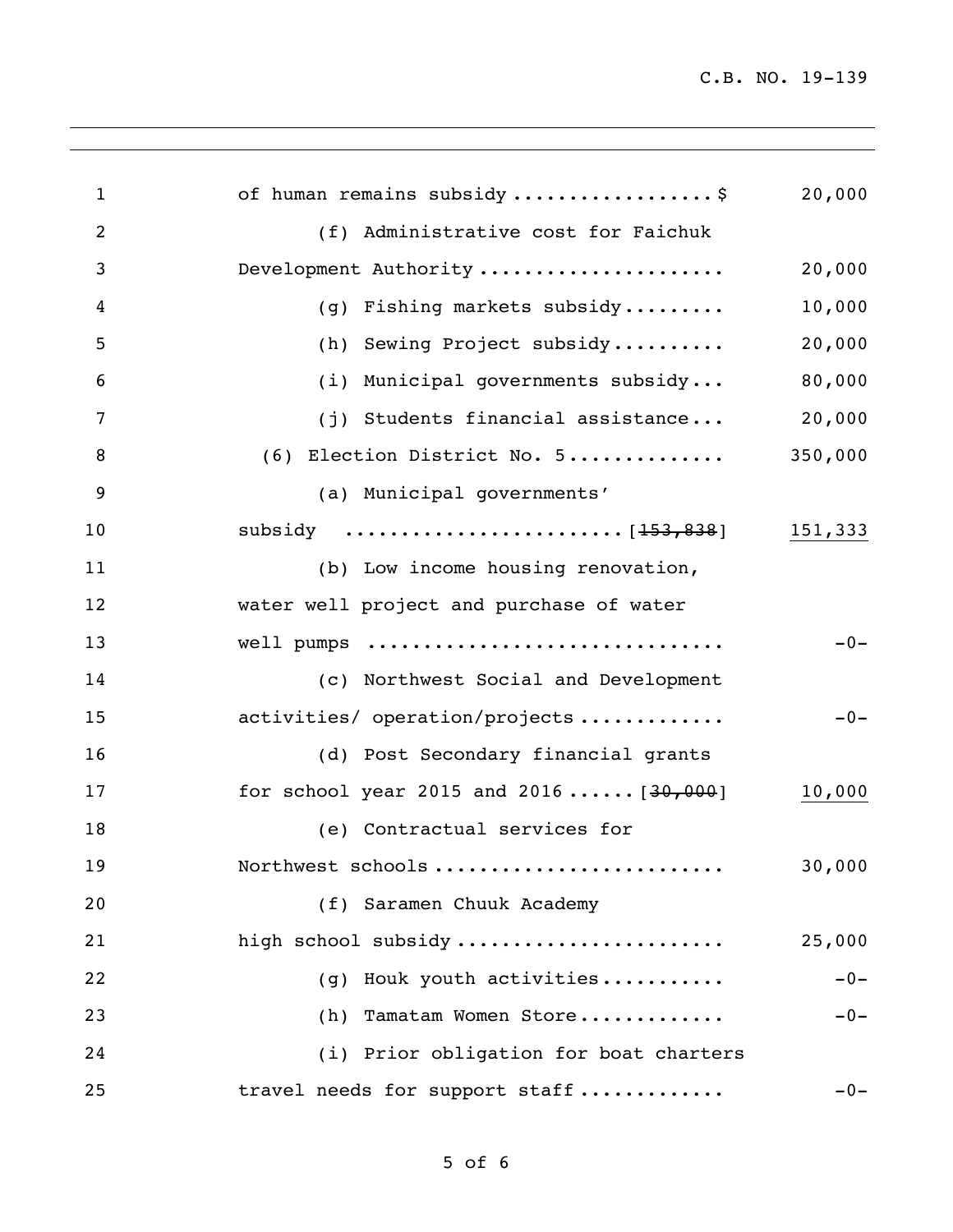of human remains subsidy ..................$ 20,000

(f) Administrative cost for Faichuk Development Authority ...................... 20,000

(g) Fishing markets subsidy......... 10,000

(h) Sewing Project subsidy.......... 20,000

(i) Municipal governments subsidy... 80,000

(j) Students financial assistance... 20,000

(6) Election District No. 5.............. 350,000

(a) Municipal governments' subsidy ........................[~~153,838~~] <u>151,333</u>

(b) Low income housing renovation, water well project and purchase of water well pumps ................................ -0-

(c) Northwest Social and Development activities/ operation/projects ............. -0-

(d) Post Secondary financial grants for school year 2015 and 2016 ......[~~30,000~~] <u>10,000</u>

(e) Contractual services for Northwest schools .......................... 30,000

(f) Saramen Chuuk Academy high school subsidy ........................ 25,000

(g) Houk youth activities........... -0-

(h) Tamatam Women Store............. -0-

(i) Prior obligation for boat charters travel needs for support staff ............. -0-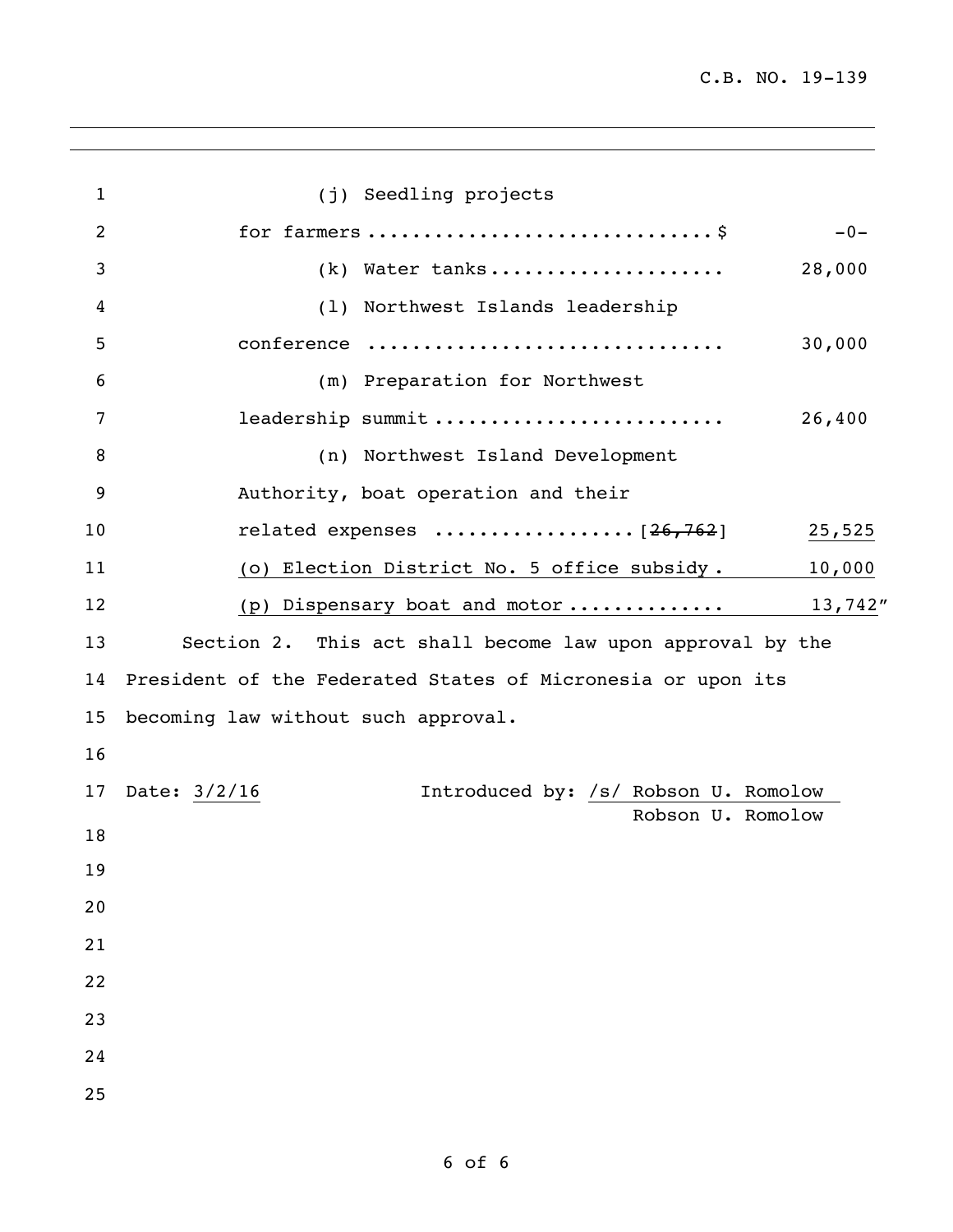(j) Seedling projects for farmers ............................$ -0-

(k) Water tanks.................... 28,000

(l) Northwest Islands leadership conference ............................... 30,000

(m) Preparation for Northwest leadership summit ........................ 26,400

(n) Northwest Island Development Authority, boat operation and their related expenses .................[~~26,762~~] 25,525

(o) Election District No. 5 office subsidy . 10,000

(p) Dispensary boat and motor ............. 13,742"

Section 2. This act shall become law upon approval by the President of the Federated States of Micronesia or upon its becoming law without such approval.

Date: 3/2/16

Introduced by: /s/ Robson U. Romolow
Robson U. Romolow